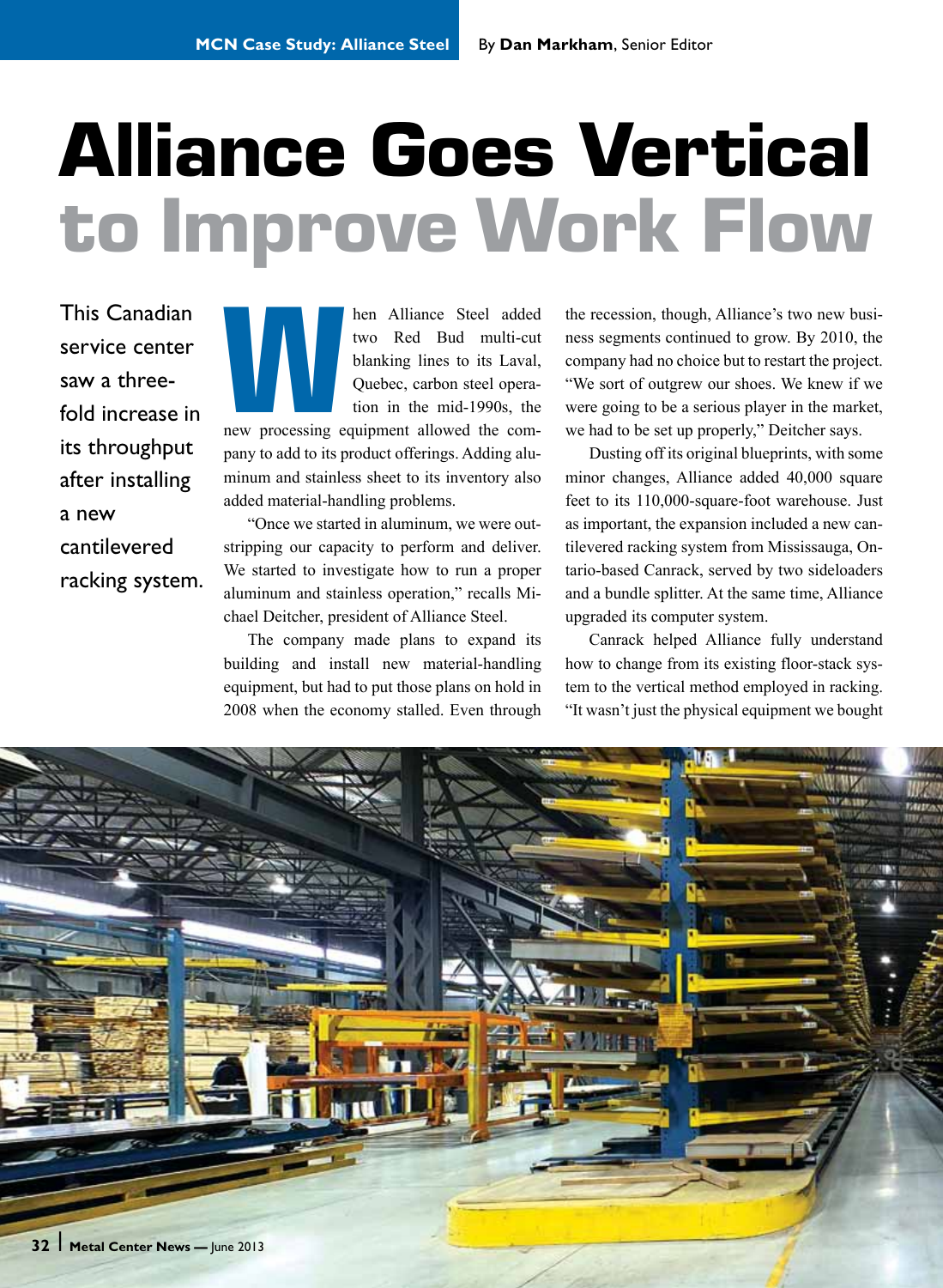MCN Case Study: Alliance Steel

By **Dan Markham**, Senior Editor

# Alliance Goes Vertical to Improve Work Flow

This Canadian service center saw a three-fold increase in its throughput after installing a new cantilevered racking system.

When Alliance Steel added two Red Bud multi-cut blanking lines to its Laval, Quebec, carbon steel operation in the mid-1990s, the new processing equipment allowed the company to add to its product offerings. Adding aluminum and stainless sheet to its inventory also added material-handling problems.

"Once we started in aluminum, we were outstripping our capacity to perform and deliver. We started to investigate how to run a proper aluminum and stainless operation," recalls Michael Deitcher, president of Alliance Steel.

The company made plans to expand its building and install new material-handling equipment, but had to put those plans on hold in 2008 when the economy stalled. Even through the recession, though, Alliance's two new business segments continued to grow. By 2010, the company had no choice but to restart the project. "We sort of outgrew our shoes. We knew if we were going to be a serious player in the market, we had to be set up properly," Deitcher says.

Dusting off its original blueprints, with some minor changes, Alliance added 40,000 square feet to its 110,000-square-foot warehouse. Just as important, the expansion included a new cantilevered racking system from Mississauga, Ontario-based Canrack, served by two sideloaders and a bundle splitter. At the same time, Alliance upgraded its computer system.

Canrack helped Alliance fully understand how to change from its existing floor-stack system to the vertical method employed in racking. "It wasn't just the physical equipment we bought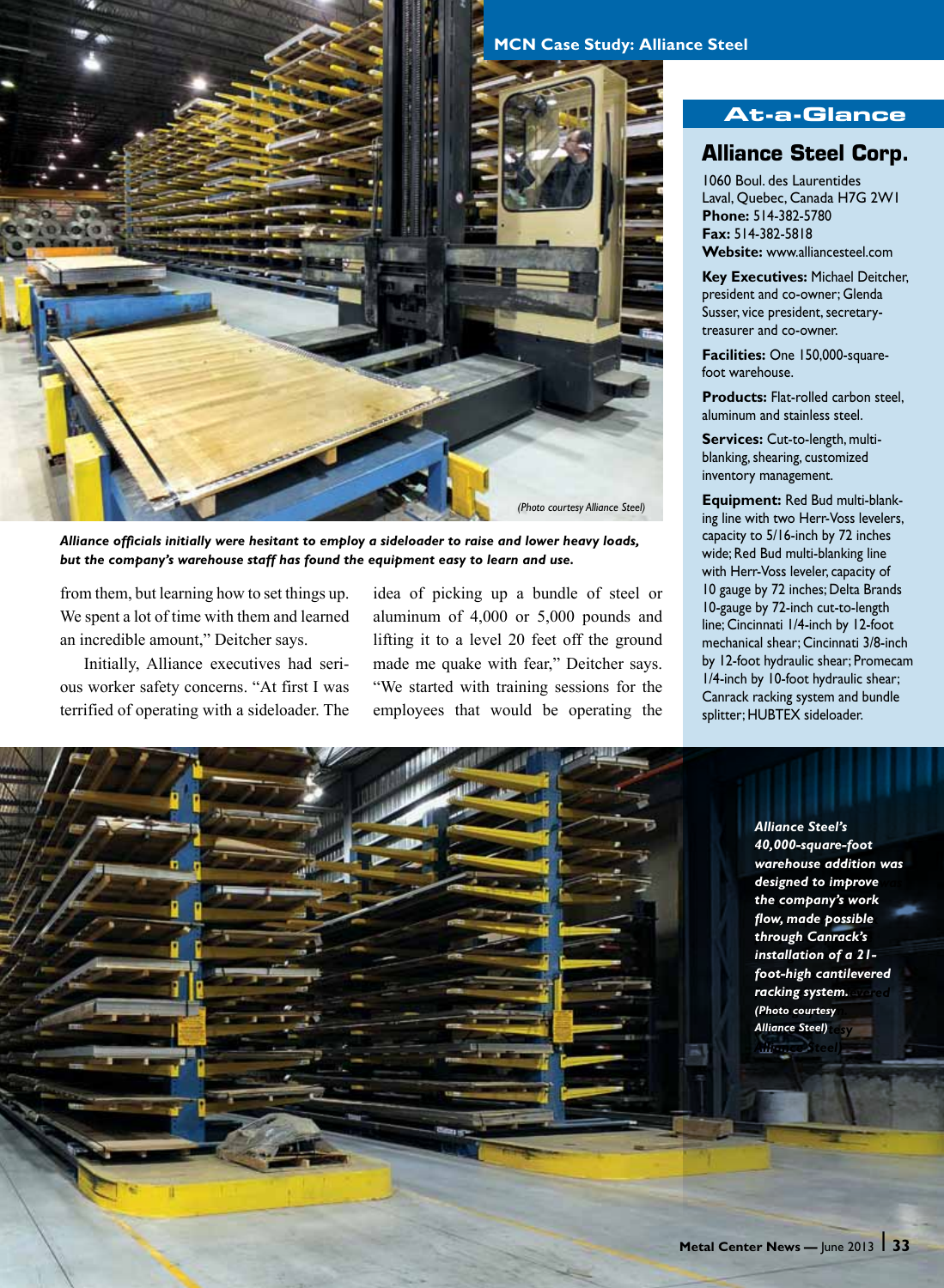*Alliance officials initially were hesitant to employ a sideloader to raise and lower heavy loads, but the company's warehouse staff has found the equipment easy to learn and use.*

from them, but learning how to set things up. We spent a lot of time with them and learned an incredible amount," Deitcher says.

Initially, Alliance executives had serious worker safety concerns. "At first I was terrified of operating with a sideloader. The idea of picking up a bundle of steel or aluminum of 4,000 or 5,000 pounds and lifting it to a level 20 feet off the ground made me quake with fear," Deitcher says. "We started with training sessions for the employees that would be operating the

## At-a-Glance

### Alliance Steel Corp.

1060 Boul. des Laurentides
Laval, Quebec, Canada H7G 2W1
**Phone:** 514-382-5780
**Fax:** 514-382-5818
**Website:** www.alliancesteel.com

**Key Executives:** Michael Deitcher, president and co-owner; Glenda Susser, vice president, secretary-treasurer and co-owner.

**Facilities:** One 150,000-square-foot warehouse.

**Products:** Flat-rolled carbon steel, aluminum and stainless steel.

**Services:** Cut-to-length, multi-blanking, shearing, customized inventory management.

**Equipment:** Red Bud multi-blanking line with two Herr-Voss levelers, capacity to 5/16-inch by 72 inches wide; Red Bud multi-blanking line with Herr-Voss leveler, capacity of 10 gauge by 72 inches; Delta Brands 10-gauge by 72-inch cut-to-length line; Cincinnati 1/4-inch by 12-foot mechanical shear; Cincinnati 3/8-inch by 12-foot hydraulic shear; Promecam 1/4-inch by 10-foot hydraulic shear; Canrack racking system and bundle splitter; HUBTEX sideloader.

*Alliance Steel's 40,000-square-foot warehouse addition was designed to improve the company's work flow, made possible through Canrack's installation of a 21-foot-high cantilevered racking system. (Photo courtesy Alliance Steel)*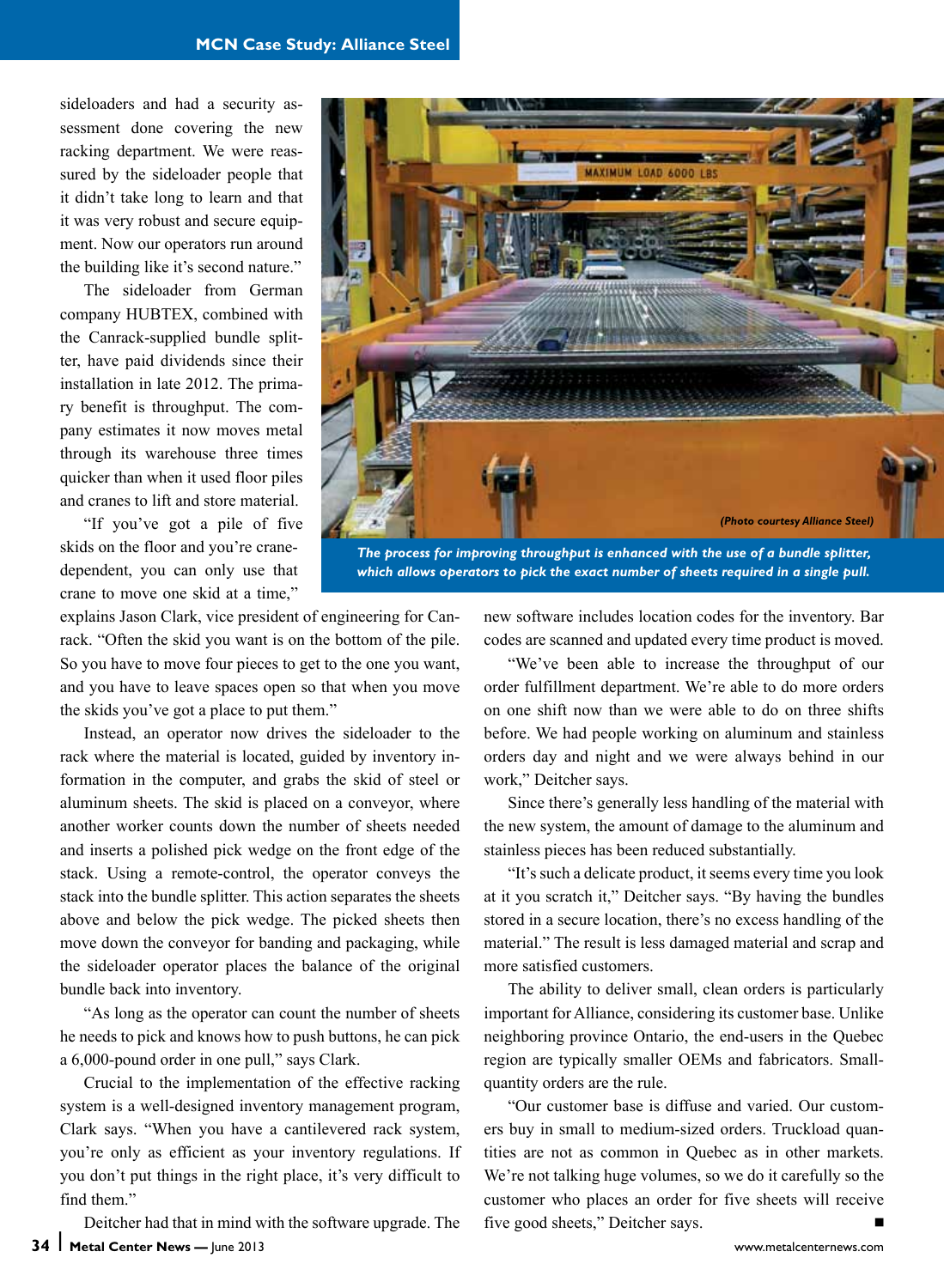sideloaders and had a security assessment done covering the new racking department. We were reassured by the sideloader people that it didn't take long to learn and that it was very robust and secure equipment. Now our operators run around the building like it's second nature."

The sideloader from German company HUBTEX, combined with the Canrack-supplied bundle splitter, have paid dividends since their installation in late 2012. The primary benefit is throughput. The company estimates it now moves metal through its warehouse three times quicker than when it used floor piles and cranes to lift and store material.

"If you've got a pile of five skids on the floor and you're crane-dependent, you can only use that crane to move one skid at a time," explains Jason Clark, vice president of engineering for Canrack. "Often the skid you want is on the bottom of the pile. So you have to move four pieces to get to the one you want, and you have to leave spaces open so that when you move the skids you've got a place to put them."

(Photo courtesy Alliance Steel)

*The process for improving throughput is enhanced with the use of a bundle splitter, which allows operators to pick the exact number of sheets required in a single pull.*

Instead, an operator now drives the sideloader to the rack where the material is located, guided by inventory information in the computer, and grabs the skid of steel or aluminum sheets. The skid is placed on a conveyor, where another worker counts down the number of sheets needed and inserts a polished pick wedge on the front edge of the stack. Using a remote-control, the operator conveys the stack into the bundle splitter. This action separates the sheets above and below the pick wedge. The picked sheets then move down the conveyor for banding and packaging, while the sideloader operator places the balance of the original bundle back into inventory.

"As long as the operator can count the number of sheets he needs to pick and knows how to push buttons, he can pick a 6,000-pound order in one pull," says Clark.

Crucial to the implementation of the effective racking system is a well-designed inventory management program, Clark says. "When you have a cantilevered rack system, you're only as efficient as your inventory regulations. If you don't put things in the right place, it's very difficult to find them."

Deitcher had that in mind with the software upgrade. The new software includes location codes for the inventory. Bar codes are scanned and updated every time product is moved.

"We've been able to increase the throughput of our order fulfillment department. We're able to do more orders on one shift now than we were able to do on three shifts before. We had people working on aluminum and stainless orders day and night and we were always behind in our work," Deitcher says.

Since there's generally less handling of the material with the new system, the amount of damage to the aluminum and stainless pieces has been reduced substantially.

"It's such a delicate product, it seems every time you look at it you scratch it," Deitcher says. "By having the bundles stored in a secure location, there's no excess handling of the material." The result is less damaged material and scrap and more satisfied customers.

The ability to deliver small, clean orders is particularly important for Alliance, considering its customer base. Unlike neighboring province Ontario, the end-users in the Quebec region are typically smaller OEMs and fabricators. Small-quantity orders are the rule.

"Our customer base is diffuse and varied. Our customers buy in small to medium-sized orders. Truckload quantities are not as common in Quebec as in other markets. We're not talking huge volumes, so we do it carefully so the customer who places an order for five sheets will receive five good sheets," Deitcher says. ■